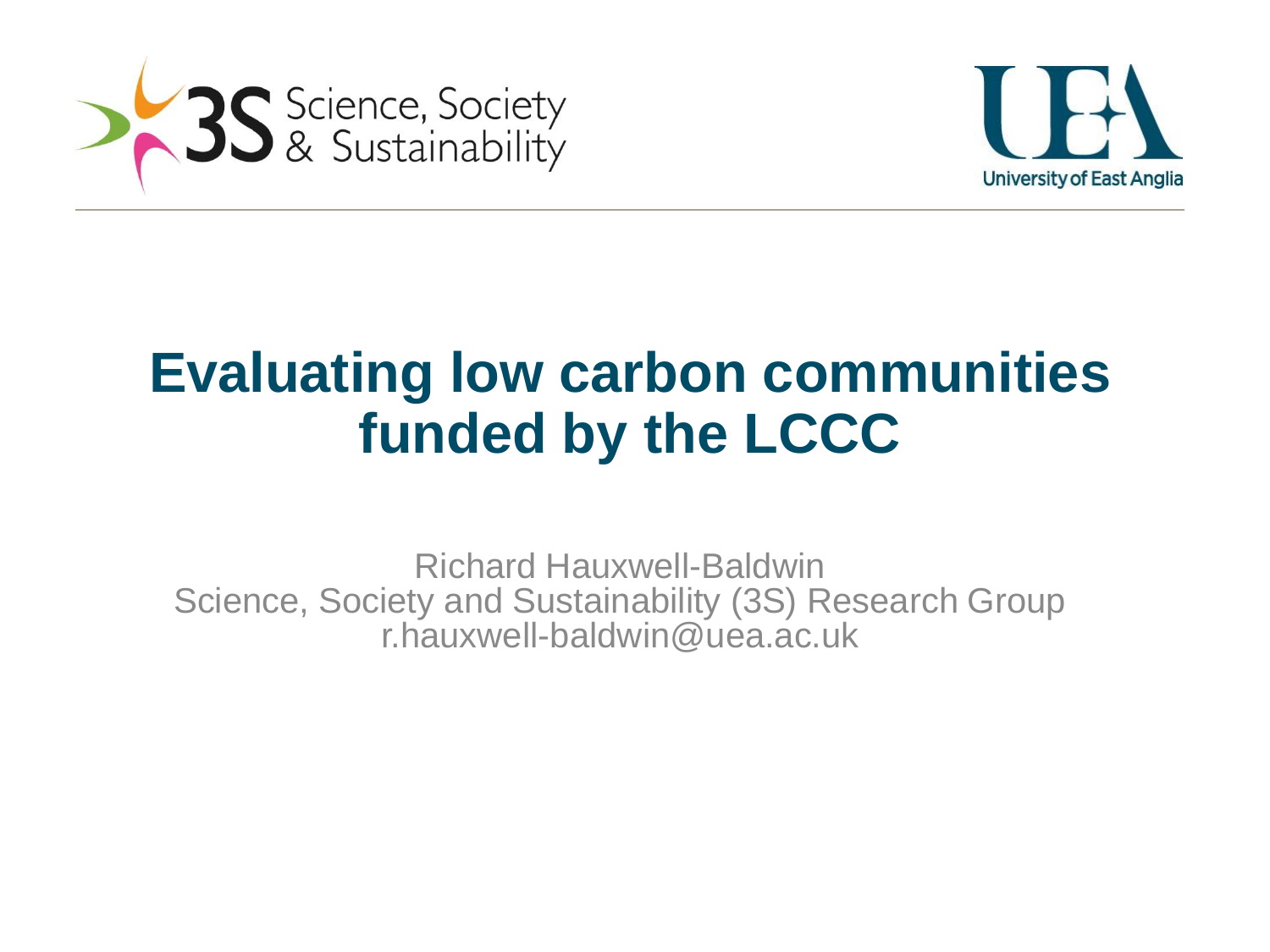3S Science, Society & Sustainability

UEA University of East Anglia

# Evaluating low carbon communities funded by the LCCC

Richard Hauxwell-Baldwin
Science, Society and Sustainability (3S) Research Group
r.hauxwell-baldwin@uea.ac.uk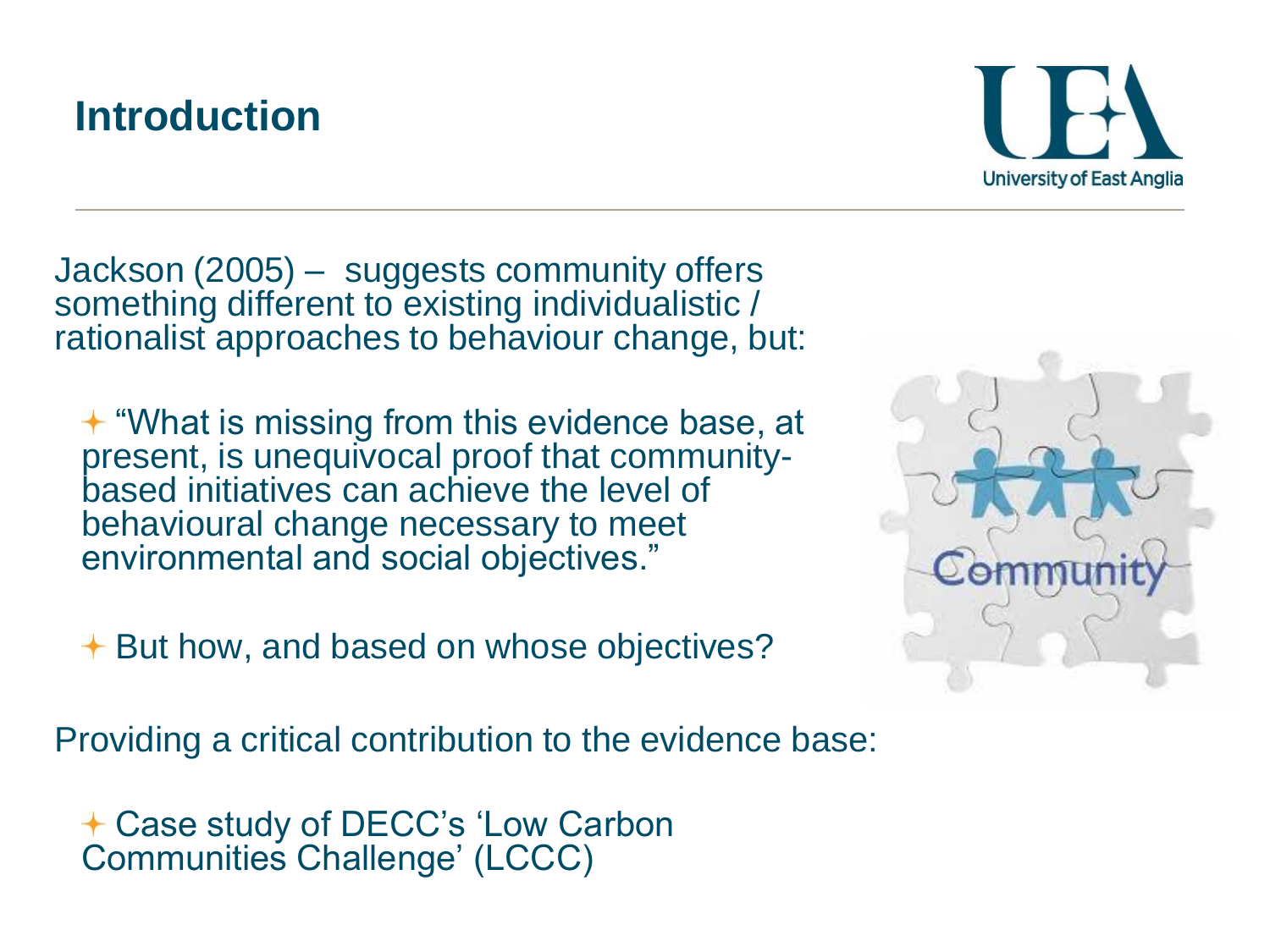# Introduction

Jackson (2005) – suggests community offers something different to existing individualistic / rationalist approaches to behaviour change, but:

- "What is missing from this evidence base, at present, is unequivocal proof that community-based initiatives can achieve the level of behavioural change necessary to meet environmental and social objectives."
- But how, and based on whose objectives?

Providing a critical contribution to the evidence base:

- Case study of DECC's 'Low Carbon Communities Challenge' (LCCC)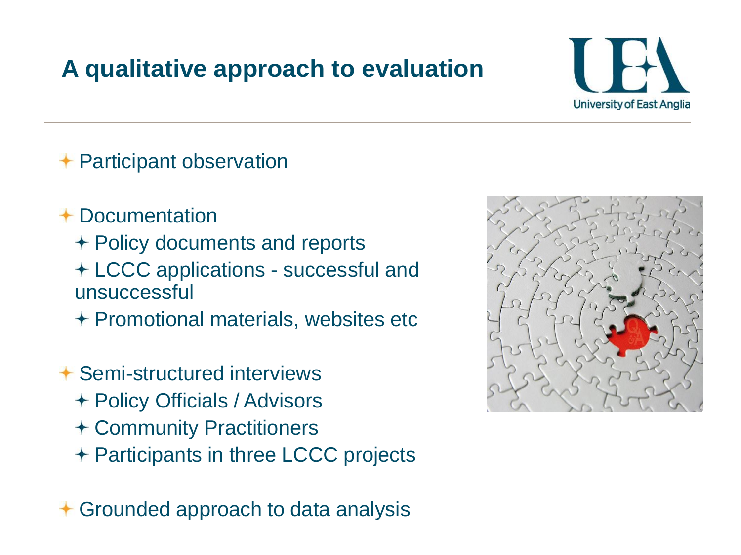# A qualitative approach to evaluation

- Participant observation
- Documentation
  - Policy documents and reports
  - LCCC applications - successful and unsuccessful
  - Promotional materials, websites etc
- Semi-structured interviews
  - Policy Officials / Advisors
  - Community Practitioners
  - Participants in three LCCC projects
- Grounded approach to data analysis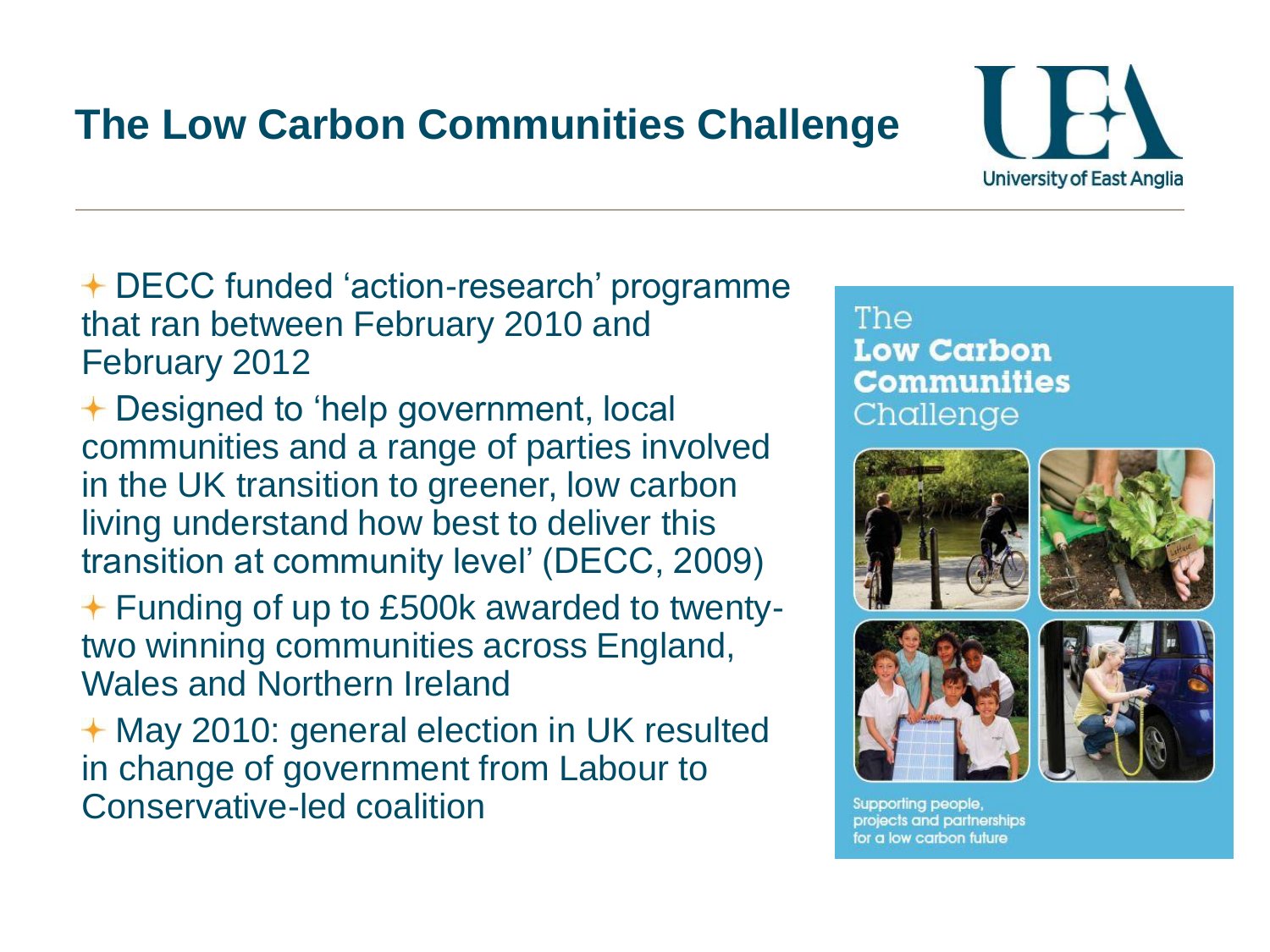# The Low Carbon Communities Challenge

- DECC funded 'action-research' programme that ran between February 2010 and February 2012
- Designed to 'help government, local communities and a range of parties involved in the UK transition to greener, low carbon living understand how best to deliver this transition at community level' (DECC, 2009)
- Funding of up to £500k awarded to twenty-two winning communities across England, Wales and Northern Ireland
- May 2010: general election in UK resulted in change of government from Labour to Conservative-led coalition

The **Low Carbon Communities** Challenge

Supporting people, projects and partnerships for a low carbon future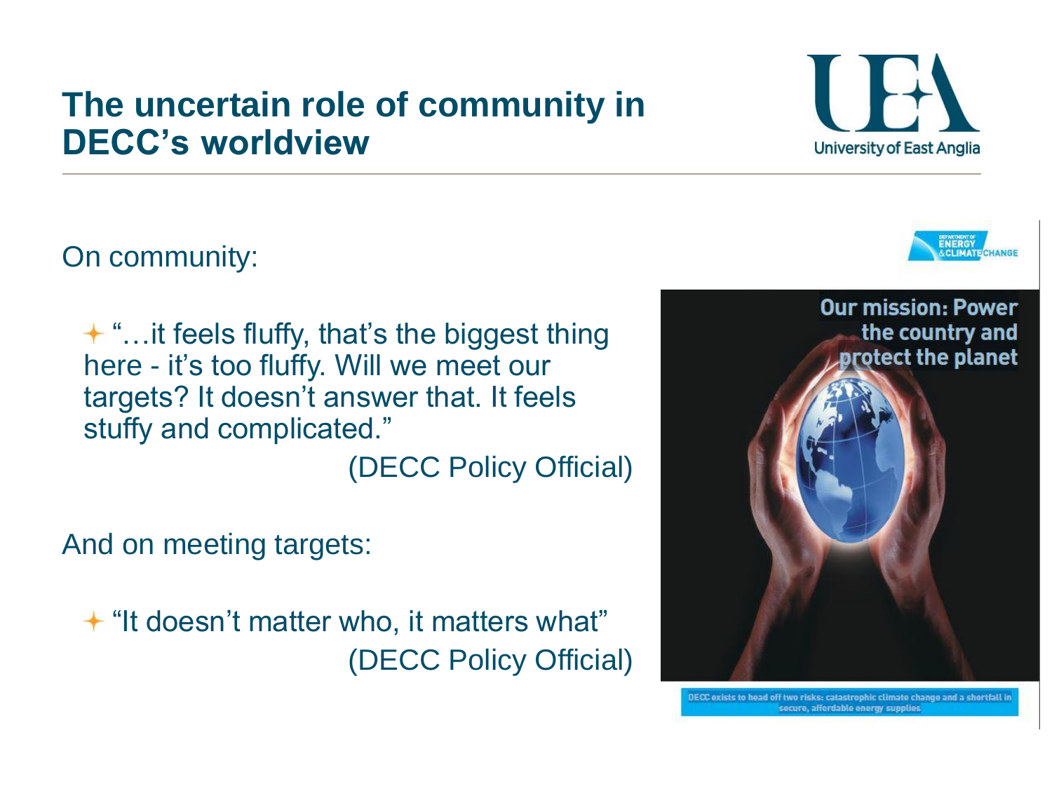# The uncertain role of community in DECC's worldview

On community:

- "…it feels fluffy, that's the biggest thing here - it's too fluffy. Will we meet our targets? It doesn't answer that. It feels stuffy and complicated."

  (DECC Policy Official)

And on meeting targets:

- "It doesn't matter who, it matters what"

  (DECC Policy Official)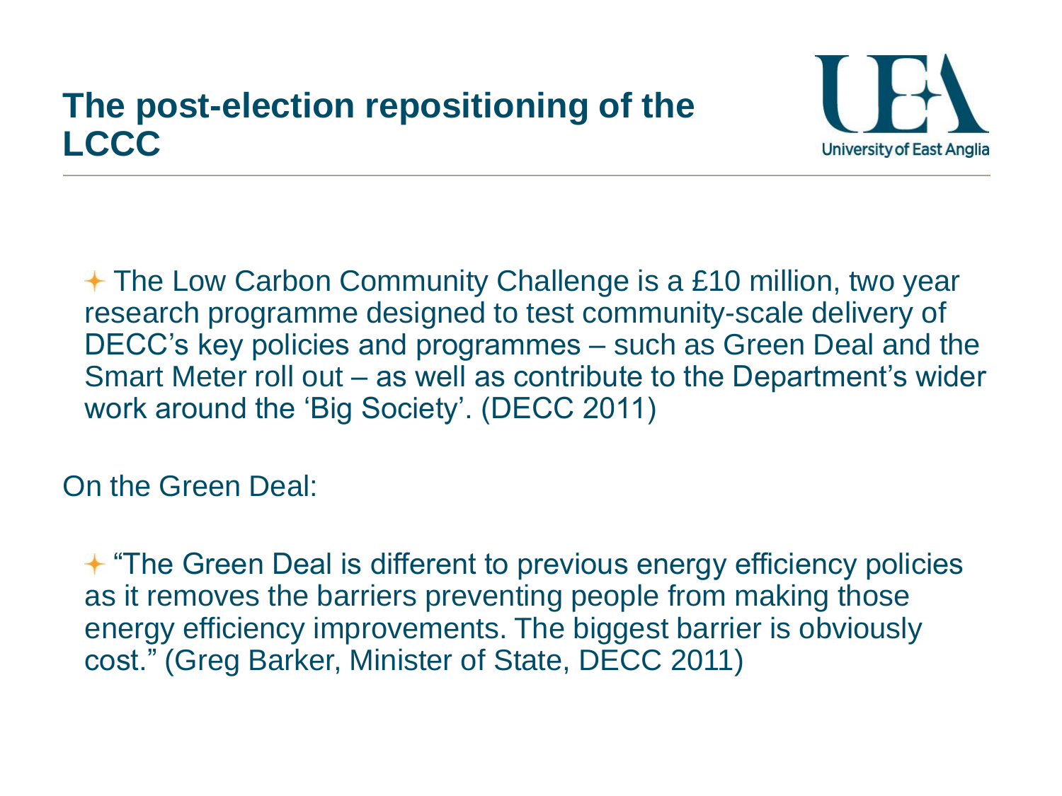# The post-election repositioning of the LCCC

- The Low Carbon Community Challenge is a £10 million, two year research programme designed to test community-scale delivery of DECC's key policies and programmes – such as Green Deal and the Smart Meter roll out – as well as contribute to the Department's wider work around the 'Big Society'. (DECC 2011)

On the Green Deal:

- "The Green Deal is different to previous energy efficiency policies as it removes the barriers preventing people from making those energy efficiency improvements. The biggest barrier is obviously cost." (Greg Barker, Minister of State, DECC 2011)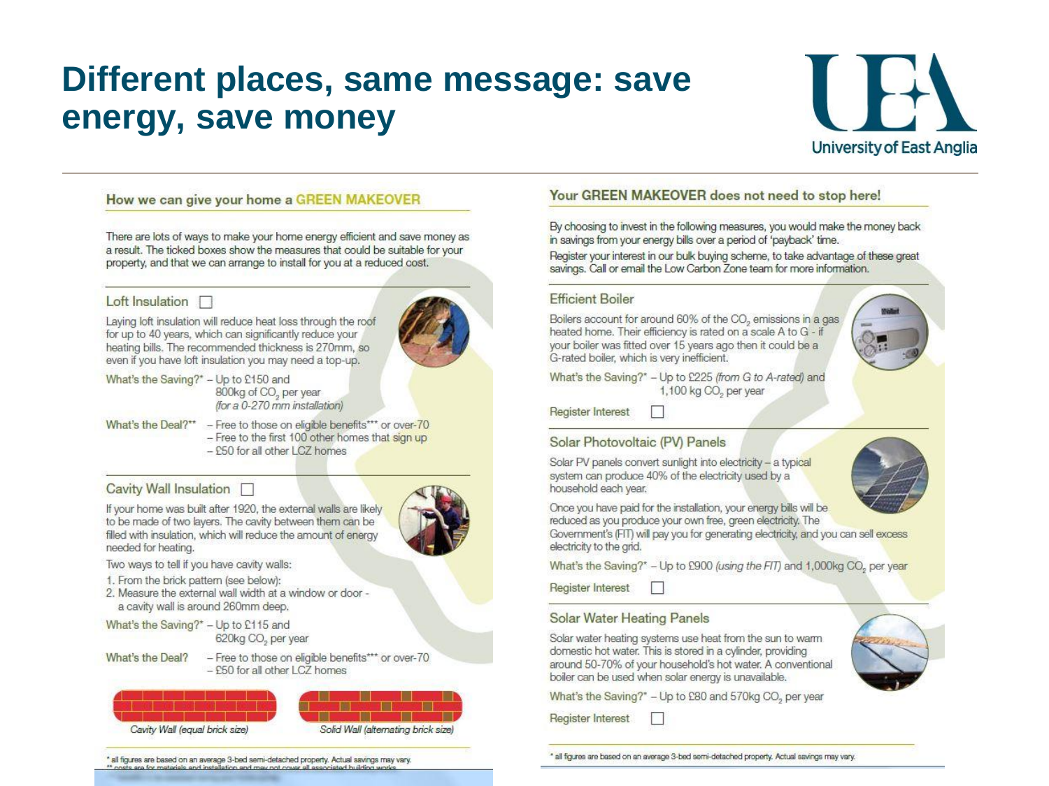# Different places, same message: save energy, save money

University of East Anglia

## How we can give your home a GREEN MAKEOVER

There are lots of ways to make your home energy efficient and save money as a result. The ticked boxes show the measures that could be suitable for your property, and that we can arrange to install for you at a reduced cost.

### Loft Insulation ☐

Laying loft insulation will reduce heat loss through the roof for up to 40 years, which can significantly reduce your heating bills. The recommended thickness is 270mm, so even if you have loft insulation you may need a top-up.

What's the Saving?* – Up to £150 and 800kg of $CO_2$ per year *(for a 0-270 mm installation)*

What's the Deal?** – Free to those on eligible benefits*** or over-70
– Free to the first 100 other homes that sign up
– £50 for all other LCZ homes

### Cavity Wall Insulation ☐

If your home was built after 1920, the external walls are likely to be made of two layers. The cavity between them can be filled with insulation, which will reduce the amount of energy needed for heating.

Two ways to tell if you have cavity walls:

1. From the brick pattern (see below):
2. Measure the external wall width at a window or door - a cavity wall is around 260mm deep.

What's the Saving?* – Up to £115 and 620kg $CO_2$ per year

What's the Deal? – Free to those on eligible benefits*** or over-70
– £50 for all other LCZ homes

*Cavity Wall (equal brick size)* *Solid Wall (alternating brick size)*

\* all figures are based on an average 3-bed semi-detached property. Actual savings may vary.
** costs are for materials and installation and may not cover all associated building works

## Your GREEN MAKEOVER does not need to stop here!

By choosing to invest in the following measures, you would make the money back in savings from your energy bills over a period of 'payback' time.

Register your interest in our bulk buying scheme, to take advantage of these great savings. Call or email the Low Carbon Zone team for more information.

### Efficient Boiler

Boilers account for around 60% of the $CO_2$ emissions in a gas heated home. Their efficiency is rated on a scale A to G - if your boiler was fitted over 15 years ago then it could be a G-rated boiler, which is very inefficient.

What's the Saving?* – Up to £225 *(from G to A-rated)* and 1,100 kg $CO_2$ per year

Register Interest ☐

### Solar Photovoltaic (PV) Panels

Solar PV panels convert sunlight into electricity – a typical system can produce 40% of the electricity used by a household each year.

Once you have paid for the installation, your energy bills will be reduced as you produce your own free, green electricity. The Government's (FIT) will pay you for generating electricity, and you can sell excess electricity to the grid.

What's the Saving?* – Up to £900 *(using the FIT)* and 1,000kg $CO_2$ per year

Register Interest ☐

### Solar Water Heating Panels

Solar water heating systems use heat from the sun to warm domestic hot water. This is stored in a cylinder, providing around 50-70% of your household's hot water. A conventional boiler can be used when solar energy is unavailable.

What's the Saving?* – Up to £80 and 570kg $CO_2$ per year

Register Interest ☐

\* all figures are based on an average 3-bed semi-detached property. Actual savings may vary.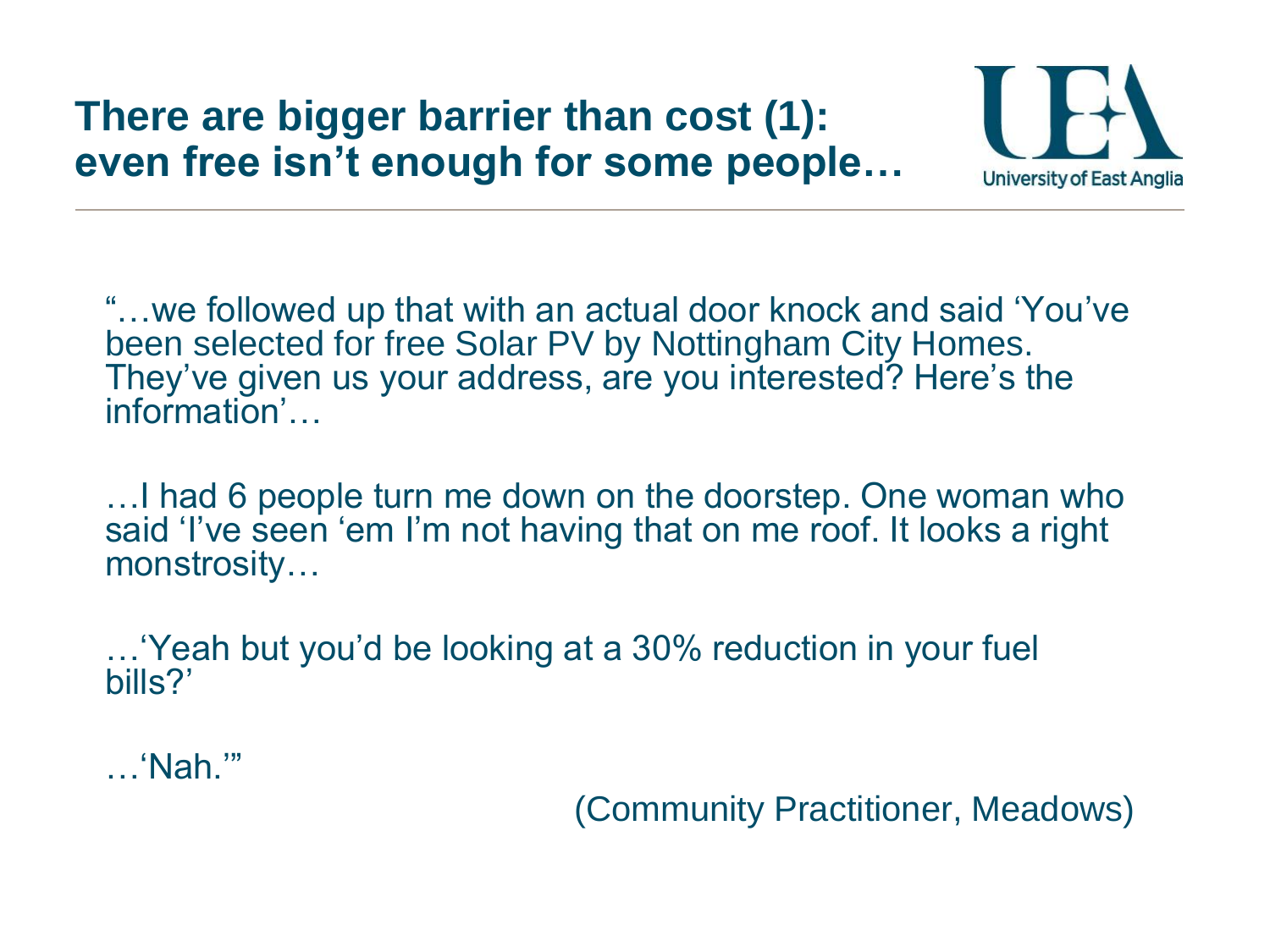# There are bigger barrier than cost (1): even free isn't enough for some people…

"…we followed up that with an actual door knock and said 'You've been selected for free Solar PV by Nottingham City Homes. They've given us your address, are you interested? Here's the information'…

…I had 6 people turn me down on the doorstep. One woman who said 'I've seen 'em I'm not having that on me roof. It looks a right monstrosity…

…'Yeah but you'd be looking at a 30% reduction in your fuel bills?'

…'Nah.'"

(Community Practitioner, Meadows)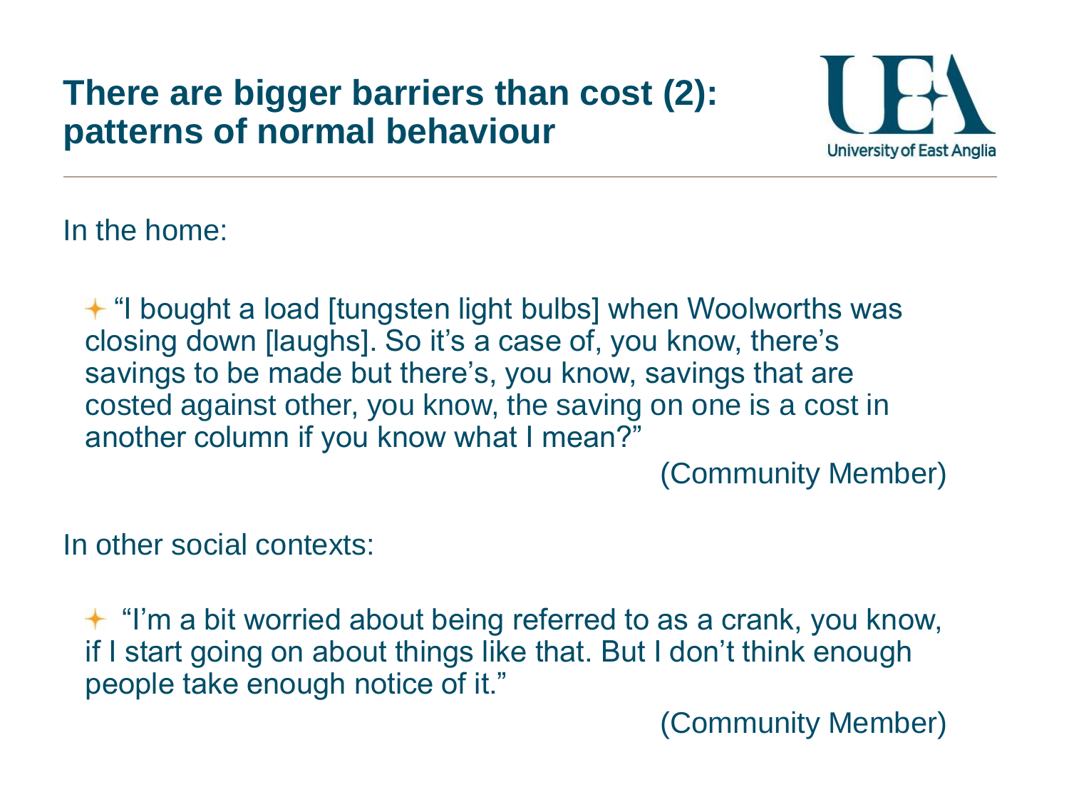# There are bigger barriers than cost (2): patterns of normal behaviour

In the home:

- "I bought a load [tungsten light bulbs] when Woolworths was closing down [laughs]. So it's a case of, you know, there's savings to be made but there's, you know, savings that are costed against other, you know, the saving on one is a cost in another column if you know what I mean?"

  (Community Member)

In other social contexts:

- "I'm a bit worried about being referred to as a crank, you know, if I start going on about things like that. But I don't think enough people take enough notice of it."

  (Community Member)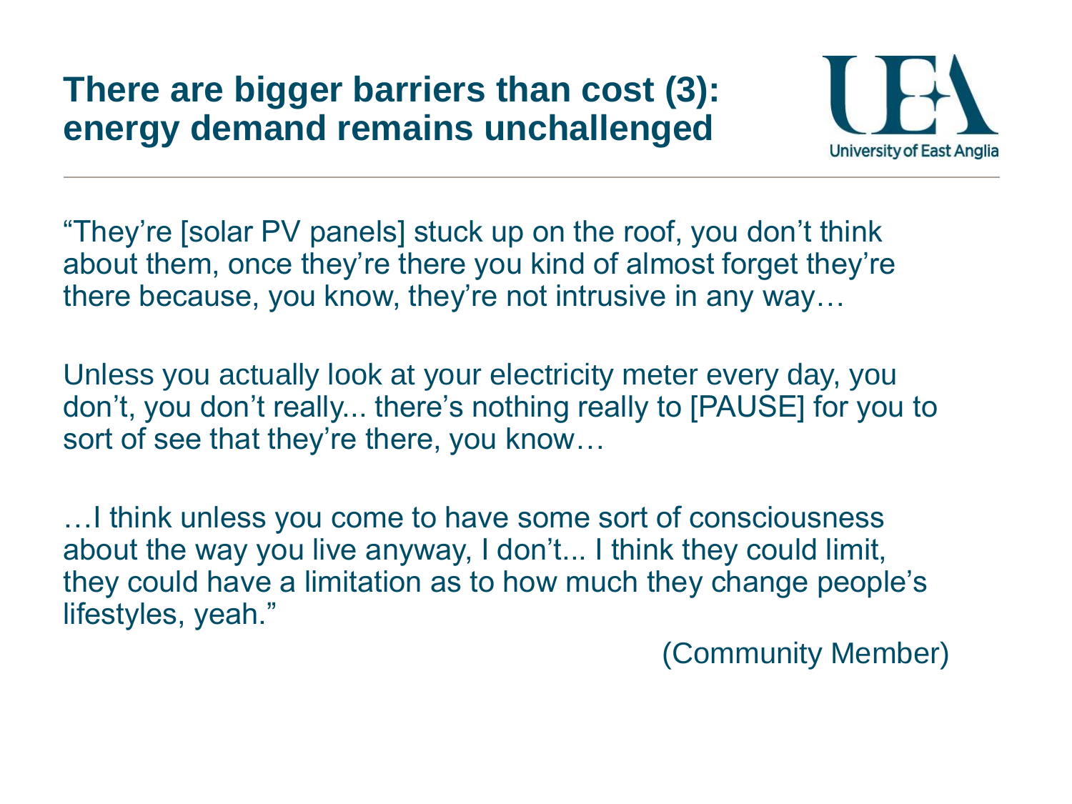# There are bigger barriers than cost (3): energy demand remains unchallenged

"They're [solar PV panels] stuck up on the roof, you don't think about them, once they're there you kind of almost forget they're there because, you know, they're not intrusive in any way…

Unless you actually look at your electricity meter every day, you don't, you don't really... there's nothing really to [PAUSE] for you to sort of see that they're there, you know…

…I think unless you come to have some sort of consciousness about the way you live anyway, I don't... I think they could limit, they could have a limitation as to how much they change people's lifestyles, yeah."

(Community Member)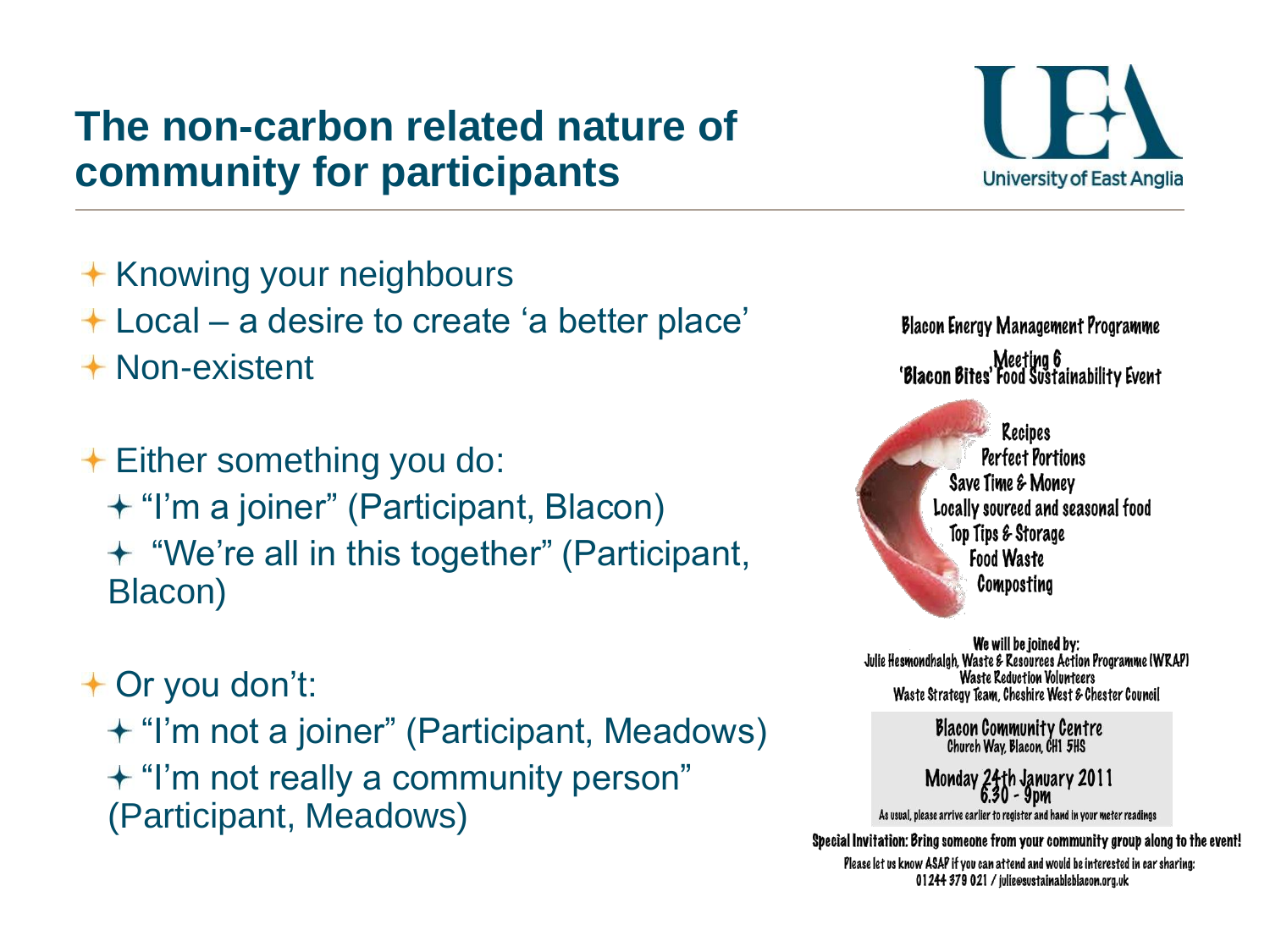# The non-carbon related nature of community for participants

- Knowing your neighbours
- Local – a desire to create 'a better place'
- Non-existent

- Either something you do:
  - "I'm a joiner" (Participant, Blacon)
  - "We're all in this together" (Participant, Blacon)

- Or you don't:
  - "I'm not a joiner" (Participant, Meadows)
  - "I'm not really a community person" (Participant, Meadows)

Blacon Energy Management Programme

Meeting 6
'Blacon Bites' Food Sustainability Event

Recipes
Perfect Portions
Save Time & Money
Locally sourced and seasonal food
Top Tips & Storage
Food Waste
Composting

We will be joined by:
Julie Hesmondhalgh, Waste & Resources Action Programme (WRAP)
Waste Reduction Volunteers
Waste Strategy Team, Cheshire West & Chester Council

Blacon Community Centre
Church Way, Blacon, CH1 5HS

Monday 24th January 2011
6.30 - 9pm

As usual, please arrive earlier to register and hand in your meter readings

Special Invitation: Bring someone from your community group along to the event!

Please let us know ASAP if you can attend and would be interested in car sharing:
01244 379 021 / julie@sustainableblacon.org.uk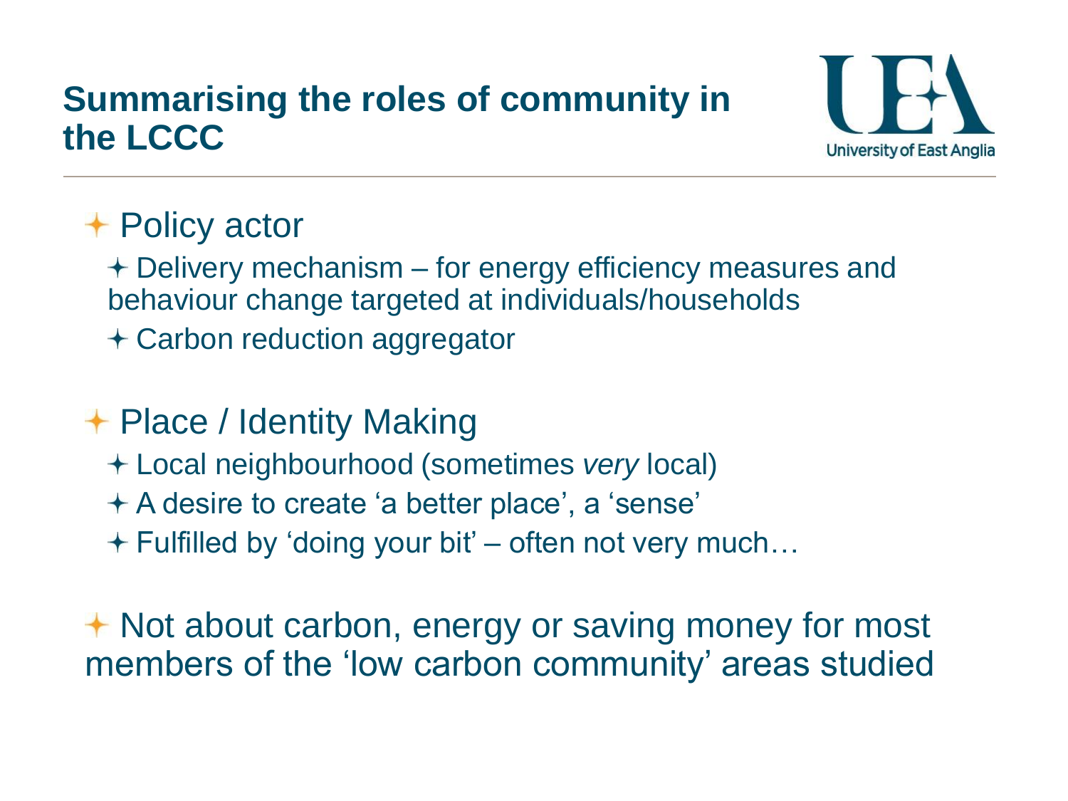# Summarising the roles of community in the LCCC

- Policy actor
  - Delivery mechanism – for energy efficiency measures and behaviour change targeted at individuals/households
  - Carbon reduction aggregator
- Place / Identity Making
  - Local neighbourhood (sometimes *very* local)
  - A desire to create 'a better place', a 'sense'
  - Fulfilled by 'doing your bit' – often not very much…
- Not about carbon, energy or saving money for most members of the 'low carbon community' areas studied